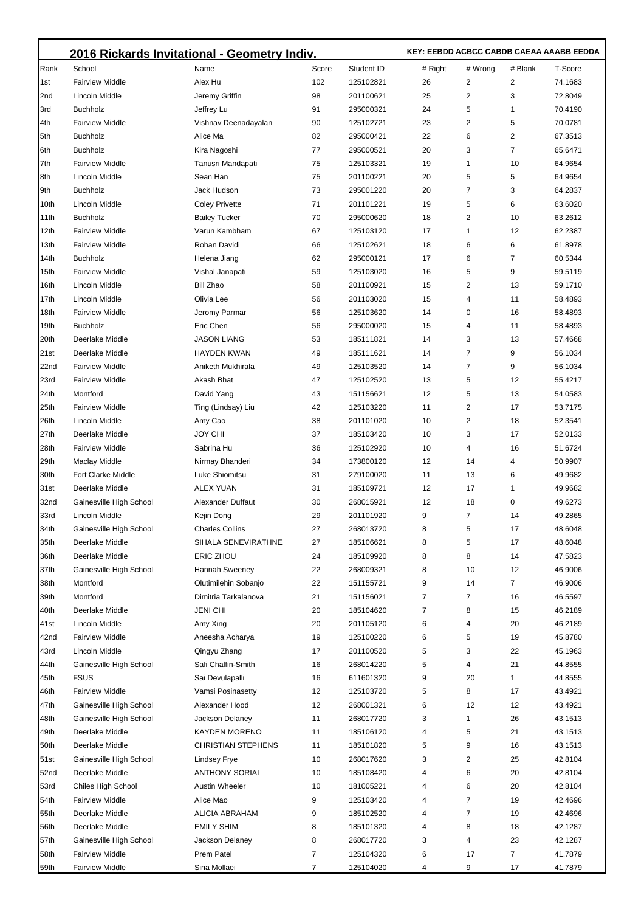## 2016 Rickards Invitational - Geometry Indiv.

**KEY: EEBDD ACBCC CABDB CAEAA AAABB EEDDA**

| Rank | School | Name | Score | Student ID | # Right | # Wrong | # Blank | T-Score |
|---|---|---|---|---|---|---|---|---|
| 1st | Fairview Middle | Alex Hu | 102 | 125102821 | 26 | 2 | 2 | 74.1683 |
| 2nd | Lincoln Middle | Jeremy Griffin | 98 | 201100621 | 25 | 2 | 3 | 72.8049 |
| 3rd | Buchholz | Jeffrey Lu | 91 | 295000321 | 24 | 5 | 1 | 70.4190 |
| 4th | Fairview Middle | Vishnav Deenadayalan | 90 | 125102721 | 23 | 2 | 5 | 70.0781 |
| 5th | Buchholz | Alice Ma | 82 | 295000421 | 22 | 6 | 2 | 67.3513 |
| 6th | Buchholz | Kira Nagoshi | 77 | 295000521 | 20 | 3 | 7 | 65.6471 |
| 7th | Fairview Middle | Tanusri Mandapati | 75 | 125103321 | 19 | 1 | 10 | 64.9654 |
| 8th | Lincoln Middle | Sean Han | 75 | 201100221 | 20 | 5 | 5 | 64.9654 |
| 9th | Buchholz | Jack Hudson | 73 | 295001220 | 20 | 7 | 3 | 64.2837 |
| 10th | Lincoln Middle | Coley Privette | 71 | 201101221 | 19 | 5 | 6 | 63.6020 |
| 11th | Buchholz | Bailey Tucker | 70 | 295000620 | 18 | 2 | 10 | 63.2612 |
| 12th | Fairview Middle | Varun Kambham | 67 | 125103120 | 17 | 1 | 12 | 62.2387 |
| 13th | Fairview Middle | Rohan Davidi | 66 | 125102621 | 18 | 6 | 6 | 61.8978 |
| 14th | Buchholz | Helena Jiang | 62 | 295000121 | 17 | 6 | 7 | 60.5344 |
| 15th | Fairview Middle | Vishal Janapati | 59 | 125103020 | 16 | 5 | 9 | 59.5119 |
| 16th | Lincoln Middle | Bill Zhao | 58 | 201100921 | 15 | 2 | 13 | 59.1710 |
| 17th | Lincoln Middle | Olivia Lee | 56 | 201103020 | 15 | 4 | 11 | 58.4893 |
| 18th | Fairview Middle | Jeromy Parmar | 56 | 125103620 | 14 | 0 | 16 | 58.4893 |
| 19th | Buchholz | Eric Chen | 56 | 295000020 | 15 | 4 | 11 | 58.4893 |
| 20th | Deerlake Middle | JASON LIANG | 53 | 185111821 | 14 | 3 | 13 | 57.4668 |
| 21st | Deerlake Middle | HAYDEN KWAN | 49 | 185111621 | 14 | 7 | 9 | 56.1034 |
| 22nd | Fairview Middle | Aniketh Mukhirala | 49 | 125103520 | 14 | 7 | 9 | 56.1034 |
| 23rd | Fairview Middle | Akash Bhat | 47 | 125102520 | 13 | 5 | 12 | 55.4217 |
| 24th | Montford | David Yang | 43 | 151156621 | 12 | 5 | 13 | 54.0583 |
| 25th | Fairview Middle | Ting (Lindsay) Liu | 42 | 125103220 | 11 | 2 | 17 | 53.7175 |
| 26th | Lincoln Middle | Amy Cao | 38 | 201101020 | 10 | 2 | 18 | 52.3541 |
| 27th | Deerlake Middle | JOY CHI | 37 | 185103420 | 10 | 3 | 17 | 52.0133 |
| 28th | Fairview Middle | Sabrina Hu | 36 | 125102920 | 10 | 4 | 16 | 51.6724 |
| 29th | Maclay Middle | Nirmay Bhanderi | 34 | 173800120 | 12 | 14 | 4 | 50.9907 |
| 30th | Fort Clarke Middle | Luke Shiomitsu | 31 | 279100020 | 11 | 13 | 6 | 49.9682 |
| 31st | Deerlake Middle | ALEX YUAN | 31 | 185109721 | 12 | 17 | 1 | 49.9682 |
| 32nd | Gainesville High School | Alexander Duffaut | 30 | 268015921 | 12 | 18 | 0 | 49.6273 |
| 33rd | Lincoln Middle | Kejin Dong | 29 | 201101920 | 9 | 7 | 14 | 49.2865 |
| 34th | Gainesville High School | Charles Collins | 27 | 268013720 | 8 | 5 | 17 | 48.6048 |
| 35th | Deerlake Middle | SIHALA SENEVIRATHNE | 27 | 185106621 | 8 | 5 | 17 | 48.6048 |
| 36th | Deerlake Middle | ERIC ZHOU | 24 | 185109920 | 8 | 8 | 14 | 47.5823 |
| 37th | Gainesville High School | Hannah Sweeney | 22 | 268009321 | 8 | 10 | 12 | 46.9006 |
| 38th | Montford | Olutimilehin Sobanjo | 22 | 151155721 | 9 | 14 | 7 | 46.9006 |
| 39th | Montford | Dimitria Tarkalanova | 21 | 151156021 | 7 | 7 | 16 | 46.5597 |
| 40th | Deerlake Middle | JENI CHI | 20 | 185104620 | 7 | 8 | 15 | 46.2189 |
| 41st | Lincoln Middle | Amy Xing | 20 | 201105120 | 6 | 4 | 20 | 46.2189 |
| 42nd | Fairview Middle | Aneesha Acharya | 19 | 125100220 | 6 | 5 | 19 | 45.8780 |
| 43rd | Lincoln Middle | Qingyu Zhang | 17 | 201100520 | 5 | 3 | 22 | 45.1963 |
| 44th | Gainesville High School | Safi Chalfin-Smith | 16 | 268014220 | 5 | 4 | 21 | 44.8555 |
| 45th | FSUS | Sai Devulapalli | 16 | 611601320 | 9 | 20 | 1 | 44.8555 |
| 46th | Fairview Middle | Vamsi Posinasetty | 12 | 125103720 | 5 | 8 | 17 | 43.4921 |
| 47th | Gainesville High School | Alexander Hood | 12 | 268001321 | 6 | 12 | 12 | 43.4921 |
| 48th | Gainesville High School | Jackson Delaney | 11 | 268017720 | 3 | 1 | 26 | 43.1513 |
| 49th | Deerlake Middle | KAYDEN MORENO | 11 | 185106120 | 4 | 5 | 21 | 43.1513 |
| 50th | Deerlake Middle | CHRISTIAN STEPHENS | 11 | 185101820 | 5 | 9 | 16 | 43.1513 |
| 51st | Gainesville High School | Lindsey Frye | 10 | 268017620 | 3 | 2 | 25 | 42.8104 |
| 52nd | Deerlake Middle | ANTHONY SORIAL | 10 | 185108420 | 4 | 6 | 20 | 42.8104 |
| 53rd | Chiles High School | Austin Wheeler | 10 | 181005221 | 4 | 6 | 20 | 42.8104 |
| 54th | Fairview Middle | Alice Mao | 9 | 125103420 | 4 | 7 | 19 | 42.4696 |
| 55th | Deerlake Middle | ALICIA ABRAHAM | 9 | 185102520 | 4 | 7 | 19 | 42.4696 |
| 56th | Deerlake Middle | EMILY SHIM | 8 | 185101320 | 4 | 8 | 18 | 42.1287 |
| 57th | Gainesville High School | Jackson Delaney | 8 | 268017720 | 3 | 4 | 23 | 42.1287 |
| 58th | Fairview Middle | Prem Patel | 7 | 125104320 | 6 | 17 | 7 | 41.7879 |
| 59th | Fairview Middle | Sina Mollaei | 7 | 125104020 | 4 | 9 | 17 | 41.7879 |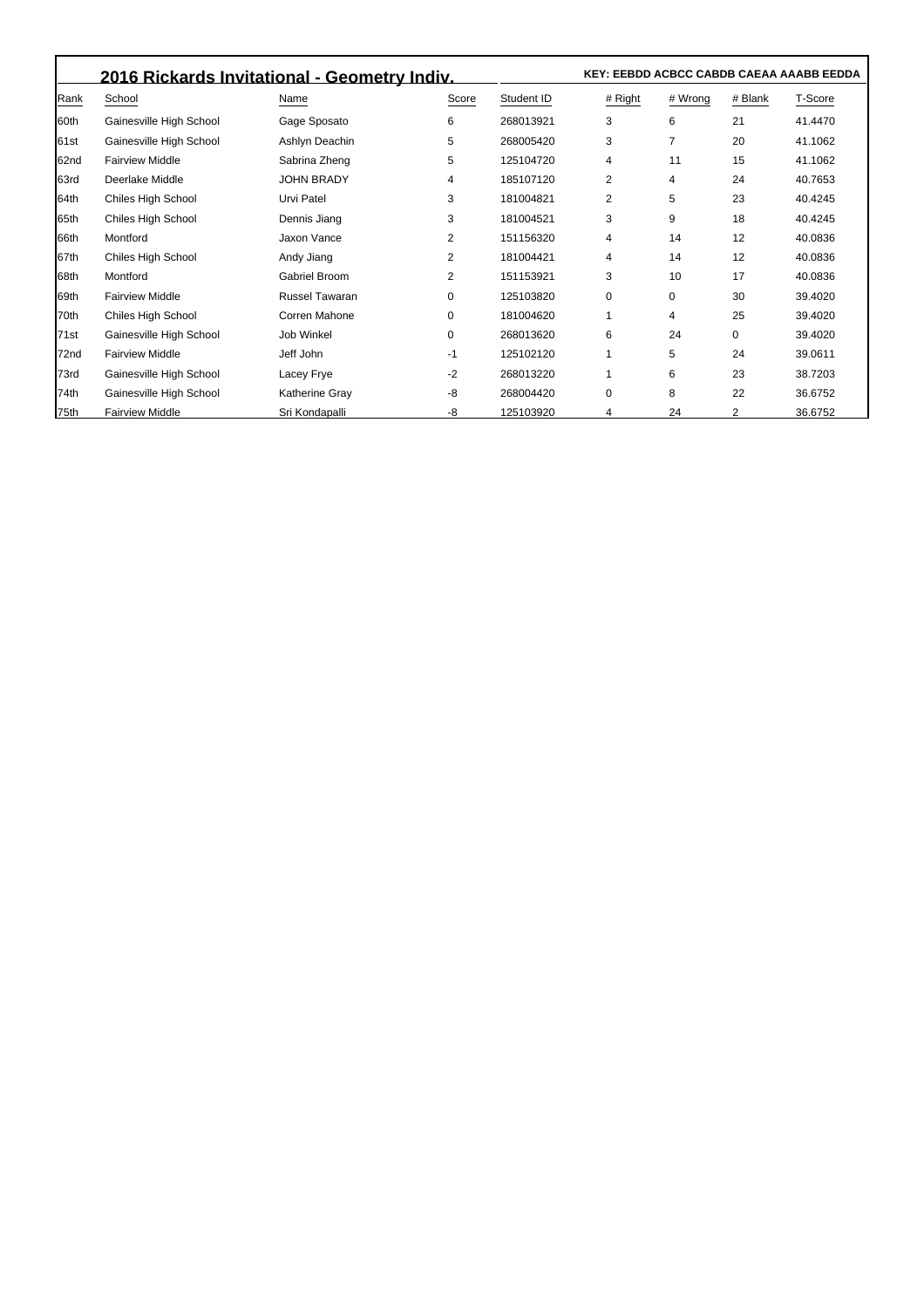## 2016 Rickards Invitational - Geometry Indiv.

**KEY: EEBDD ACBCC CABDB CAEAA AAABB EEDDA**

| Rank | School | Name | Score | Student ID | # Right | # Wrong | # Blank | T-Score |
|---|---|---|---|---|---|---|---|---|
| 60th | Gainesville High School | Gage Sposato | 6 | 268013921 | 3 | 6 | 21 | 41.4470 |
| 61st | Gainesville High School | Ashlyn Deachin | 5 | 268005420 | 3 | 7 | 20 | 41.1062 |
| 62nd | Fairview Middle | Sabrina Zheng | 5 | 125104720 | 4 | 11 | 15 | 41.1062 |
| 63rd | Deerlake Middle | JOHN BRADY | 4 | 185107120 | 2 | 4 | 24 | 40.7653 |
| 64th | Chiles High School | Urvi Patel | 3 | 181004821 | 2 | 5 | 23 | 40.4245 |
| 65th | Chiles High School | Dennis Jiang | 3 | 181004521 | 3 | 9 | 18 | 40.4245 |
| 66th | Montford | Jaxon Vance | 2 | 151156320 | 4 | 14 | 12 | 40.0836 |
| 67th | Chiles High School | Andy Jiang | 2 | 181004421 | 4 | 14 | 12 | 40.0836 |
| 68th | Montford | Gabriel Broom | 2 | 151153921 | 3 | 10 | 17 | 40.0836 |
| 69th | Fairview Middle | Russel Tawaran | 0 | 125103820 | 0 | 0 | 30 | 39.4020 |
| 70th | Chiles High School | Corren Mahone | 0 | 181004620 | 1 | 4 | 25 | 39.4020 |
| 71st | Gainesville High School | Job Winkel | 0 | 268013620 | 6 | 24 | 0 | 39.4020 |
| 72nd | Fairview Middle | Jeff John | -1 | 125102120 | 1 | 5 | 24 | 39.0611 |
| 73rd | Gainesville High School | Lacey Frye | -2 | 268013220 | 1 | 6 | 23 | 38.7203 |
| 74th | Gainesville High School | Katherine Gray | -8 | 268004420 | 0 | 8 | 22 | 36.6752 |
| 75th | Fairview Middle | Sri Kondapalli | -8 | 125103920 | 4 | 24 | 2 | 36.6752 |